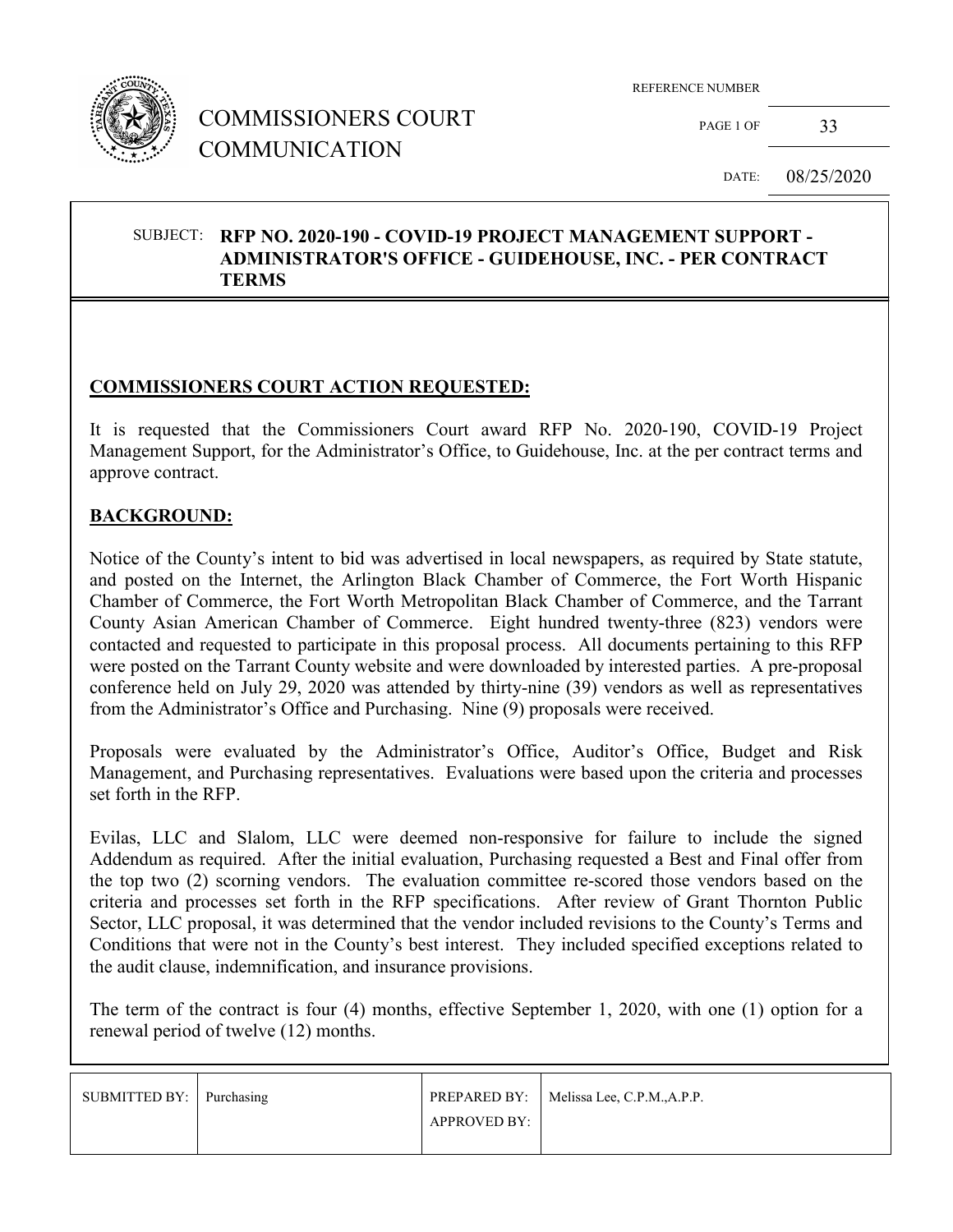# COMMISSIONERS COURT COMMUNICATION

REFERENCE NUMBER

PAGE 1 OF 33

DATE: 08/25/2020

SUBJECT: **RFP NO. 2020-190 - COVID-19 PROJECT MANAGEMENT SUPPORT - ADMINISTRATOR'S OFFICE - GUIDEHOUSE, INC. - PER CONTRACT TERMS**

## COMMISSIONERS COURT ACTION REQUESTED:

It is requested that the Commissioners Court award RFP No. 2020-190, COVID-19 Project Management Support, for the Administrator's Office, to Guidehouse, Inc. at the per contract terms and approve contract.

## BACKGROUND:

Notice of the County's intent to bid was advertised in local newspapers, as required by State statute, and posted on the Internet, the Arlington Black Chamber of Commerce, the Fort Worth Hispanic Chamber of Commerce, the Fort Worth Metropolitan Black Chamber of Commerce, and the Tarrant County Asian American Chamber of Commerce. Eight hundred twenty-three (823) vendors were contacted and requested to participate in this proposal process. All documents pertaining to this RFP were posted on the Tarrant County website and were downloaded by interested parties. A pre-proposal conference held on July 29, 2020 was attended by thirty-nine (39) vendors as well as representatives from the Administrator's Office and Purchasing. Nine (9) proposals were received.

Proposals were evaluated by the Administrator's Office, Auditor's Office, Budget and Risk Management, and Purchasing representatives. Evaluations were based upon the criteria and processes set forth in the RFP.

Evilas, LLC and Slalom, LLC were deemed non-responsive for failure to include the signed Addendum as required. After the initial evaluation, Purchasing requested a Best and Final offer from the top two (2) scorning vendors. The evaluation committee re-scored those vendors based on the criteria and processes set forth in the RFP specifications. After review of Grant Thornton Public Sector, LLC proposal, it was determined that the vendor included revisions to the County's Terms and Conditions that were not in the County's best interest. They included specified exceptions related to the audit clause, indemnification, and insurance provisions.

The term of the contract is four (4) months, effective September 1, 2020, with one (1) option for a renewal period of twelve (12) months.

| SUBMITTED BY: | Purchasing | PREPARED BY: | Melissa Lee, C.P.M.,A.P.P. |
|---|---|---|---|
| | | APPROVED BY: | |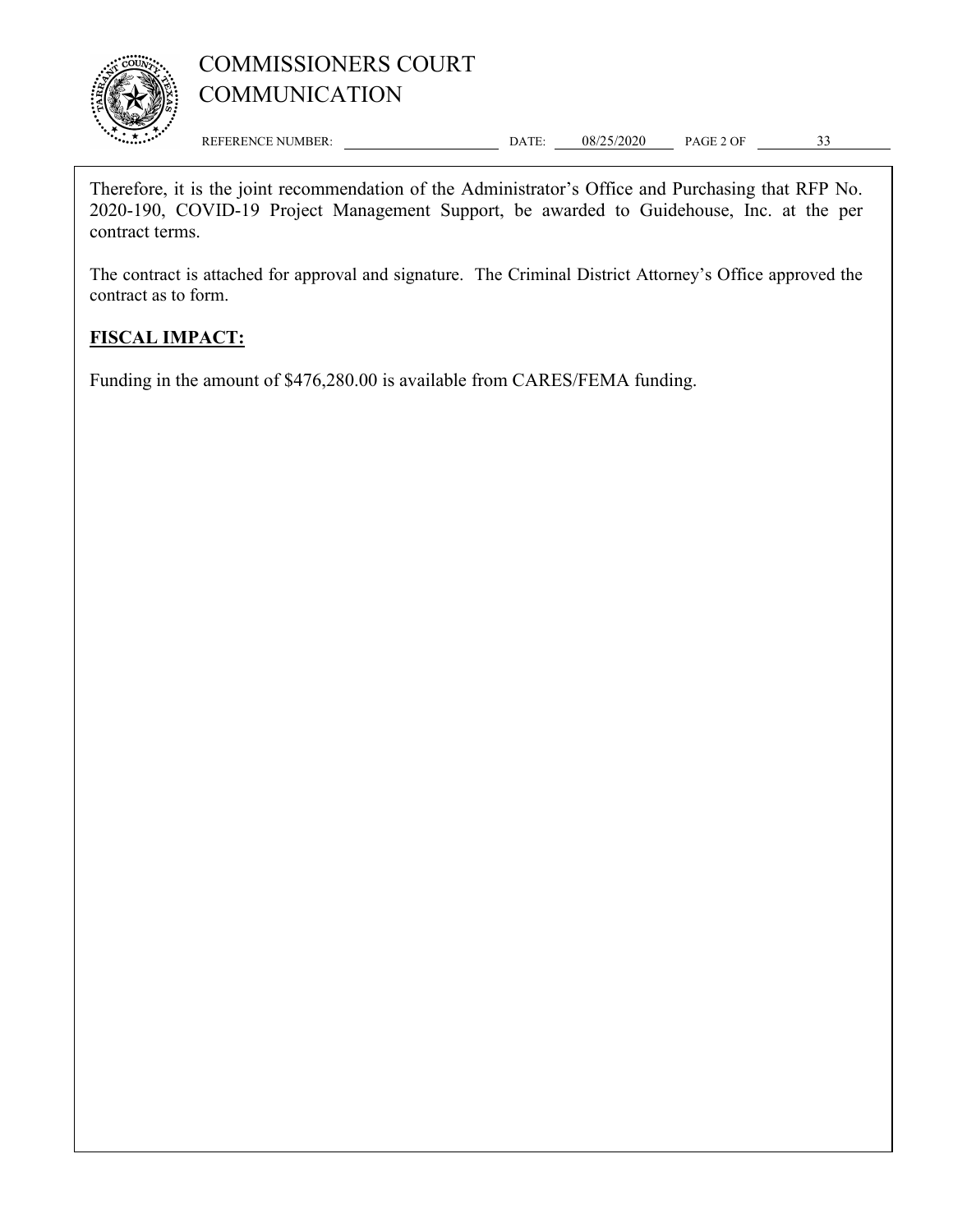Therefore, it is the joint recommendation of the Administrator's Office and Purchasing that RFP No. 2020-190, COVID-19 Project Management Support, be awarded to Guidehouse, Inc. at the per contract terms.

The contract is attached for approval and signature. The Criminal District Attorney's Office approved the contract as to form.

**FISCAL IMPACT:**

Funding in the amount of $476,280.00 is available from CARES/FEMA funding.